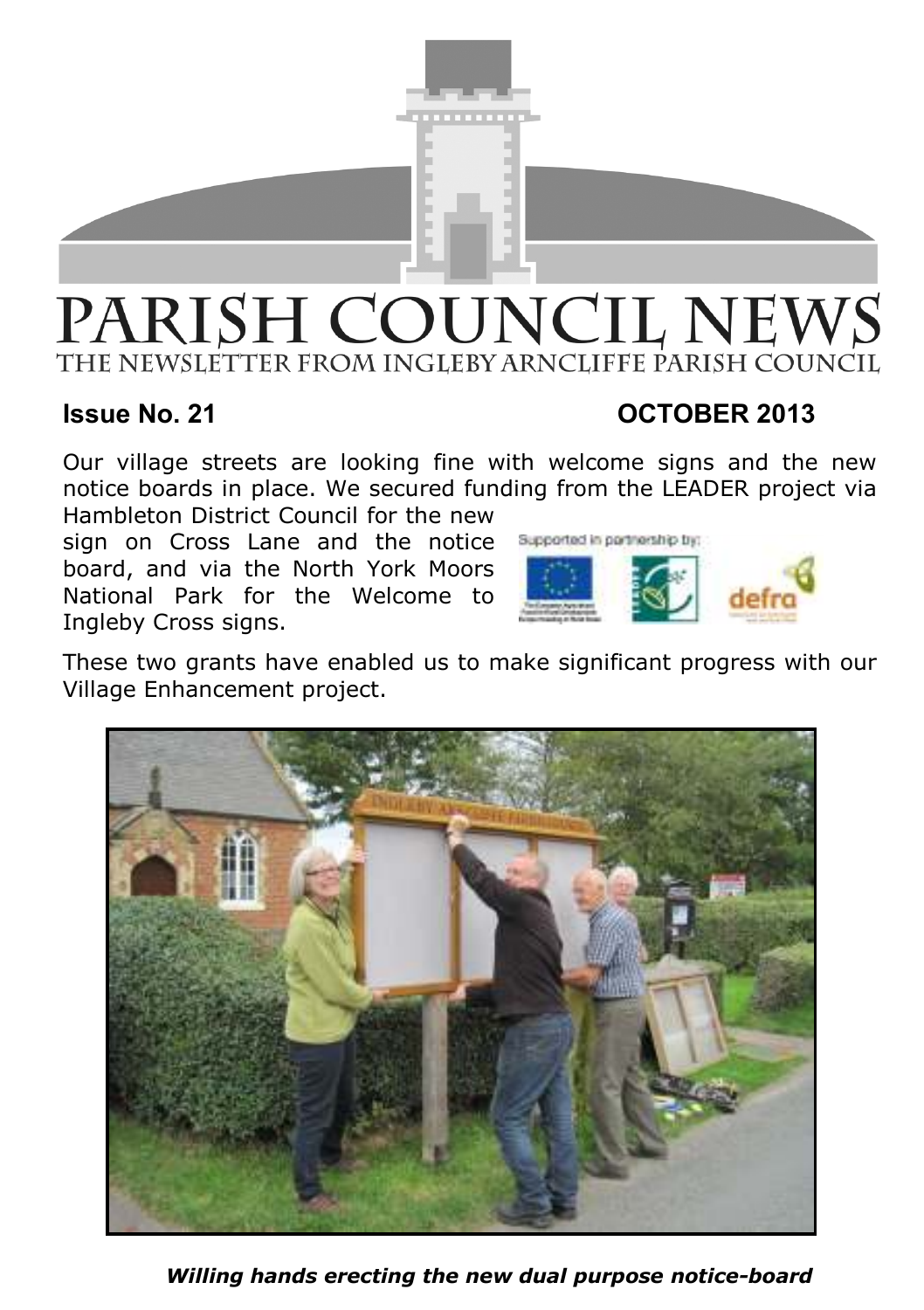# PARISH COUNCIL NEWS

## THE NEWSLETTER FROM INGLEBY ARNCLIFFE PARISH COUNCIL

**Issue No. 21** **OCTOBER 2013**

Our village streets are looking fine with welcome signs and the new notice boards in place. We secured funding from the LEADER project via Hambleton District Council for the new sign on Cross Lane and the notice board, and via the North York Moors National Park for the Welcome to Ingleby Cross signs.

Supported in partnership by:

These two grants have enabled us to make significant progress with our Village Enhancement project.

***Willing hands erecting the new dual purpose notice-board***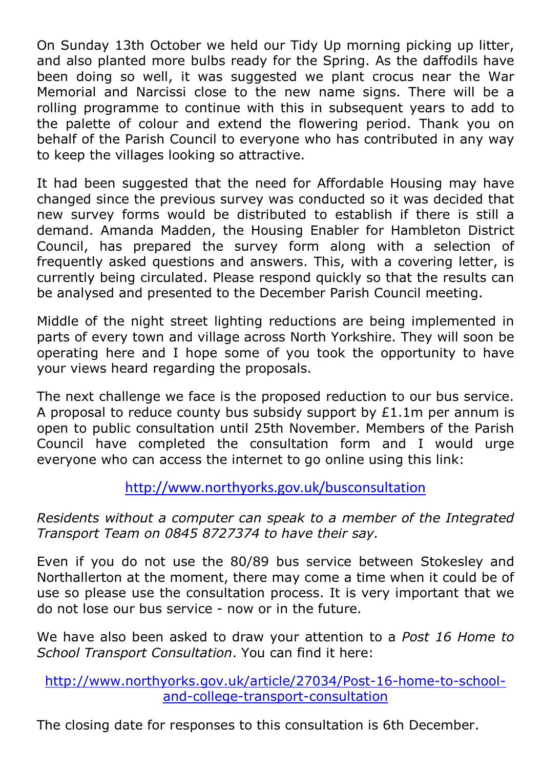On Sunday 13th October we held our Tidy Up morning picking up litter, and also planted more bulbs ready for the Spring. As the daffodils have been doing so well, it was suggested we plant crocus near the War Memorial and Narcissi close to the new name signs. There will be a rolling programme to continue with this in subsequent years to add to the palette of colour and extend the flowering period. Thank you on behalf of the Parish Council to everyone who has contributed in any way to keep the villages looking so attractive.

It had been suggested that the need for Affordable Housing may have changed since the previous survey was conducted so it was decided that new survey forms would be distributed to establish if there is still a demand. Amanda Madden, the Housing Enabler for Hambleton District Council, has prepared the survey form along with a selection of frequently asked questions and answers. This, with a covering letter, is currently being circulated. Please respond quickly so that the results can be analysed and presented to the December Parish Council meeting.

Middle of the night street lighting reductions are being implemented in parts of every town and village across North Yorkshire. They will soon be operating here and I hope some of you took the opportunity to have your views heard regarding the proposals.

The next challenge we face is the proposed reduction to our bus service. A proposal to reduce county bus subsidy support by £1.1m per annum is open to public consultation until 25th November. Members of the Parish Council have completed the consultation form and I would urge everyone who can access the internet to go online using this link:

http://www.northyorks.gov.uk/busconsultation

*Residents without a computer can speak to a member of the Integrated Transport Team on 0845 8727374 to have their say.*

Even if you do not use the 80/89 bus service between Stokesley and Northallerton at the moment, there may come a time when it could be of use so please use the consultation process. It is very important that we do not lose our bus service - now or in the future.

We have also been asked to draw your attention to a *Post 16 Home to School Transport Consultation*. You can find it here:

http://www.northyorks.gov.uk/article/27034/Post-16-home-to-school-and-college-transport-consultation

The closing date for responses to this consultation is 6th December.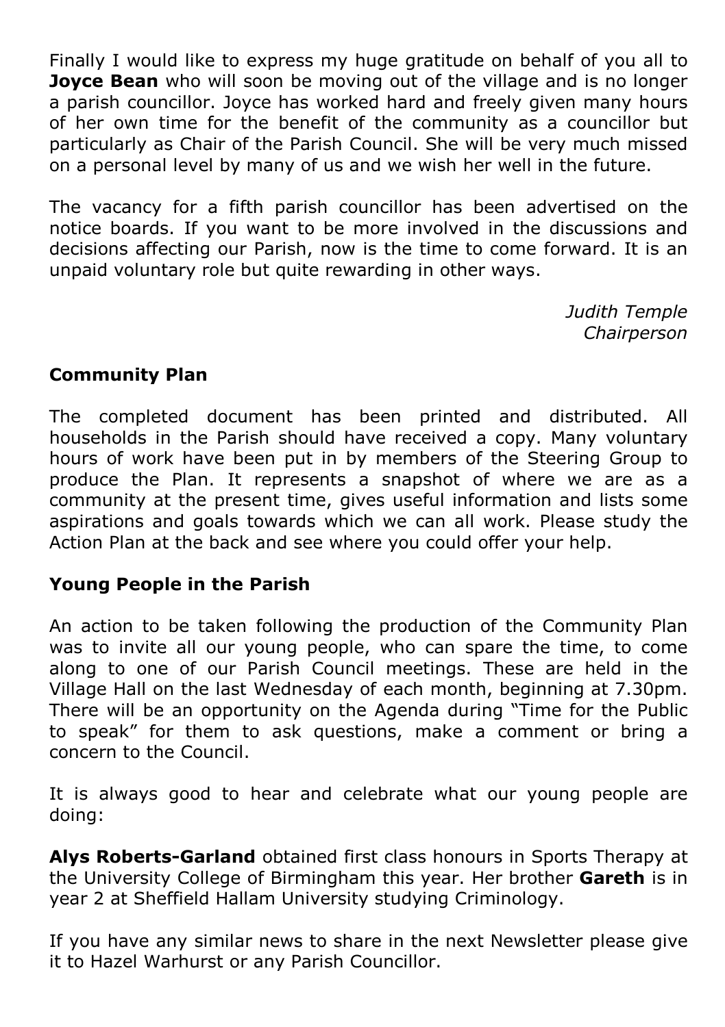Finally I would like to express my huge gratitude on behalf of you all to **Joyce Bean** who will soon be moving out of the village and is no longer a parish councillor. Joyce has worked hard and freely given many hours of her own time for the benefit of the community as a councillor but particularly as Chair of the Parish Council. She will be very much missed on a personal level by many of us and we wish her well in the future.

The vacancy for a fifth parish councillor has been advertised on the notice boards. If you want to be more involved in the discussions and decisions affecting our Parish, now is the time to come forward. It is an unpaid voluntary role but quite rewarding in other ways.

*Judith Temple*
*Chairperson*

## Community Plan

The completed document has been printed and distributed. All households in the Parish should have received a copy. Many voluntary hours of work have been put in by members of the Steering Group to produce the Plan. It represents a snapshot of where we are as a community at the present time, gives useful information and lists some aspirations and goals towards which we can all work. Please study the Action Plan at the back and see where you could offer your help.

## Young People in the Parish

An action to be taken following the production of the Community Plan was to invite all our young people, who can spare the time, to come along to one of our Parish Council meetings. These are held in the Village Hall on the last Wednesday of each month, beginning at 7.30pm. There will be an opportunity on the Agenda during "Time for the Public to speak" for them to ask questions, make a comment or bring a concern to the Council.

It is always good to hear and celebrate what our young people are doing:

**Alys Roberts-Garland** obtained first class honours in Sports Therapy at the University College of Birmingham this year. Her brother **Gareth** is in year 2 at Sheffield Hallam University studying Criminology.

If you have any similar news to share in the next Newsletter please give it to Hazel Warhurst or any Parish Councillor.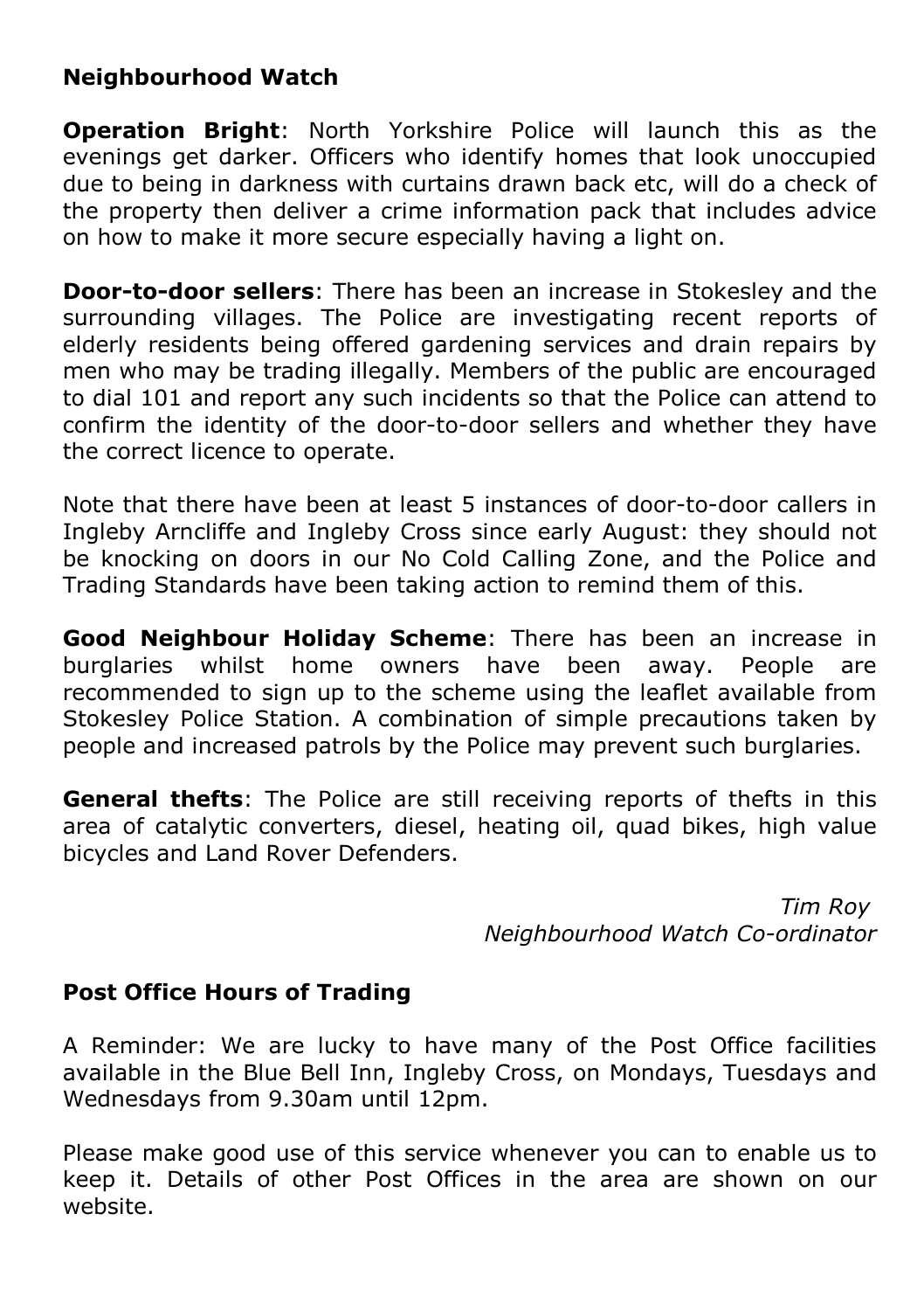## Neighbourhood Watch

**Operation Bright**: North Yorkshire Police will launch this as the evenings get darker. Officers who identify homes that look unoccupied due to being in darkness with curtains drawn back etc, will do a check of the property then deliver a crime information pack that includes advice on how to make it more secure especially having a light on.

**Door-to-door sellers**: There has been an increase in Stokesley and the surrounding villages. The Police are investigating recent reports of elderly residents being offered gardening services and drain repairs by men who may be trading illegally. Members of the public are encouraged to dial 101 and report any such incidents so that the Police can attend to confirm the identity of the door-to-door sellers and whether they have the correct licence to operate.

Note that there have been at least 5 instances of door-to-door callers in Ingleby Arncliffe and Ingleby Cross since early August: they should not be knocking on doors in our No Cold Calling Zone, and the Police and Trading Standards have been taking action to remind them of this.

**Good Neighbour Holiday Scheme**: There has been an increase in burglaries whilst home owners have been away. People are recommended to sign up to the scheme using the leaflet available from Stokesley Police Station. A combination of simple precautions taken by people and increased patrols by the Police may prevent such burglaries.

**General thefts**: The Police are still receiving reports of thefts in this area of catalytic converters, diesel, heating oil, quad bikes, high value bicycles and Land Rover Defenders.

*Tim Roy*
*Neighbourhood Watch Co-ordinator*

## Post Office Hours of Trading

A Reminder: We are lucky to have many of the Post Office facilities available in the Blue Bell Inn, Ingleby Cross, on Mondays, Tuesdays and Wednesdays from 9.30am until 12pm.

Please make good use of this service whenever you can to enable us to keep it. Details of other Post Offices in the area are shown on our website.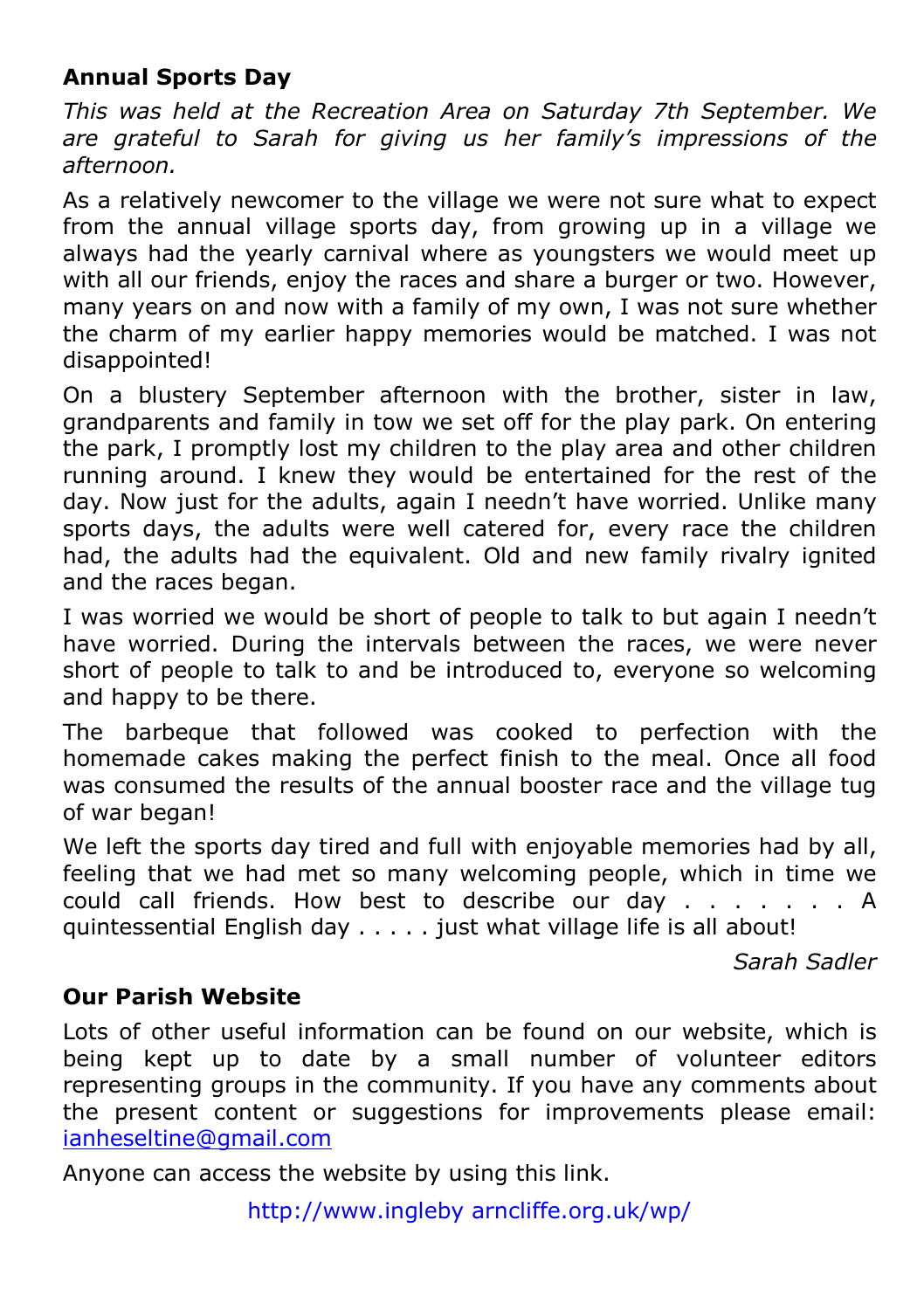**Annual Sports Day**

*This was held at the Recreation Area on Saturday 7th September. We are grateful to Sarah for giving us her family's impressions of the afternoon.*

As a relatively newcomer to the village we were not sure what to expect from the annual village sports day, from growing up in a village we always had the yearly carnival where as youngsters we would meet up with all our friends, enjoy the races and share a burger or two. However, many years on and now with a family of my own, I was not sure whether the charm of my earlier happy memories would be matched. I was not disappointed!

On a blustery September afternoon with the brother, sister in law, grandparents and family in tow we set off for the play park. On entering the park, I promptly lost my children to the play area and other children running around. I knew they would be entertained for the rest of the day. Now just for the adults, again I needn't have worried. Unlike many sports days, the adults were well catered for, every race the children had, the adults had the equivalent. Old and new family rivalry ignited and the races began.

I was worried we would be short of people to talk to but again I needn't have worried. During the intervals between the races, we were never short of people to talk to and be introduced to, everyone so welcoming and happy to be there.

The barbeque that followed was cooked to perfection with the homemade cakes making the perfect finish to the meal. Once all food was consumed the results of the annual booster race and the village tug of war began!

We left the sports day tired and full with enjoyable memories had by all, feeling that we had met so many welcoming people, which in time we could call friends. How best to describe our day . . . . . . . A quintessential English day . . . . . just what village life is all about!

*Sarah Sadler*

**Our Parish Website**

Lots of other useful information can be found on our website, which is being kept up to date by a small number of volunteer editors representing groups in the community. If you have any comments about the present content or suggestions for improvements please email: ianheseltine@gmail.com

Anyone can access the website by using this link.

http://www.ingleby arncliffe.org.uk/wp/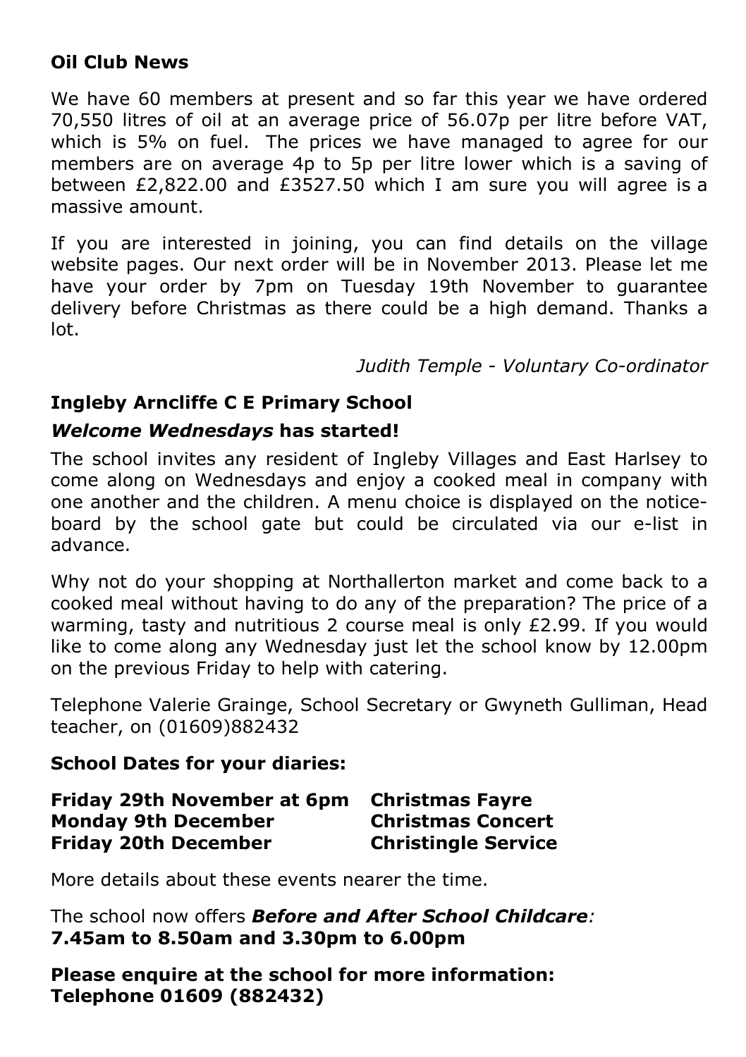### Oil Club News

We have 60 members at present and so far this year we have ordered 70,550 litres of oil at an average price of 56.07p per litre before VAT, which is 5% on fuel. The prices we have managed to agree for our members are on average 4p to 5p per litre lower which is a saving of between £2,822.00 and £3527.50 which I am sure you will agree is a massive amount.

If you are interested in joining, you can find details on the village website pages. Our next order will be in November 2013. Please let me have your order by 7pm on Tuesday 19th November to guarantee delivery before Christmas as there could be a high demand. Thanks a lot.

*Judith Temple - Voluntary Co-ordinator*

### Ingleby Arncliffe C E Primary School

### *Welcome Wednesdays* has started!

The school invites any resident of Ingleby Villages and East Harlsey to come along on Wednesdays and enjoy a cooked meal in company with one another and the children. A menu choice is displayed on the notice-board by the school gate but could be circulated via our e-list in advance.

Why not do your shopping at Northallerton market and come back to a cooked meal without having to do any of the preparation? The price of a warming, tasty and nutritious 2 course meal is only £2.99. If you would like to come along any Wednesday just let the school know by 12.00pm on the previous Friday to help with catering.

Telephone Valerie Grainge, School Secretary or Gwyneth Gulliman, Head teacher, on (01609)882432

### School Dates for your diaries:

**Friday 29th November at 6pm** **Christmas Fayre**
**Monday 9th December** **Christmas Concert**
**Friday 20th December** **Christingle Service**

More details about these events nearer the time.

The school now offers ***Before and After School Childcare****:*
**7.45am to 8.50am and 3.30pm to 6.00pm**

**Please enquire at the school for more information:**
**Telephone 01609 (882432)**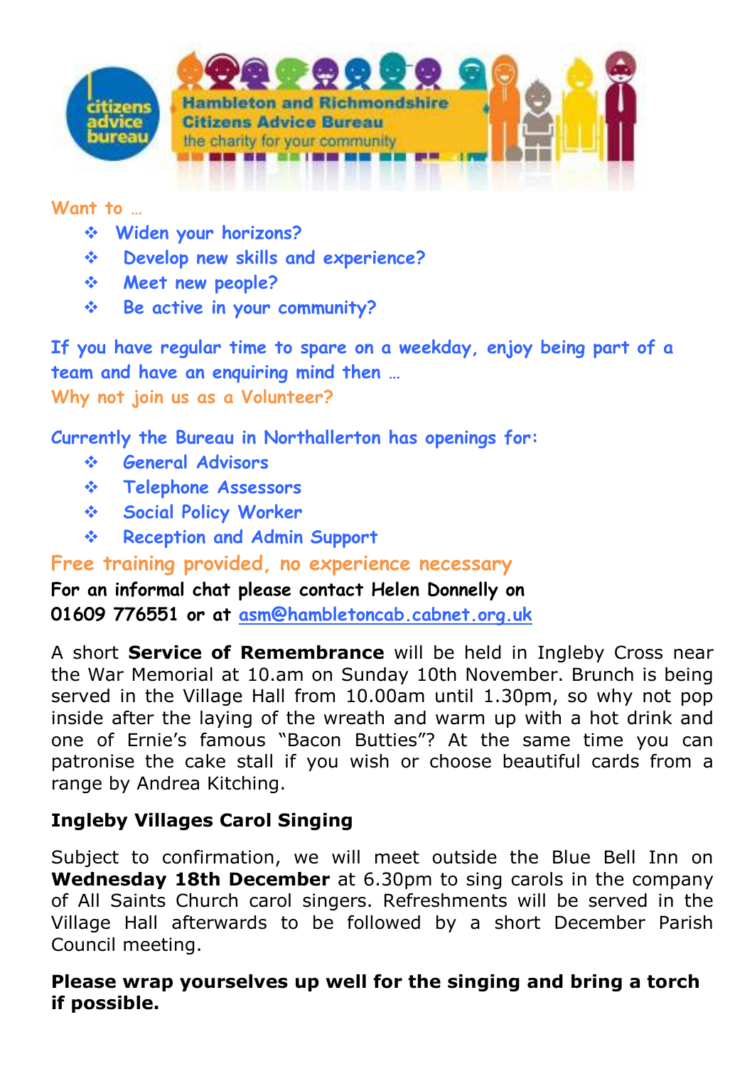Hambleton and Richmondshire Citizens Advice Bureau
the charity for your community

Want to …

- Widen your horizons?
- Develop new skills and experience?
- Meet new people?
- Be active in your community?

If you have regular time to spare on a weekday, enjoy being part of a team and have an enquiring mind then …
Why not join us as a Volunteer?

Currently the Bureau in Northallerton has openings for:

- General Advisors
- Telephone Assessors
- Social Policy Worker
- Reception and Admin Support

Free training provided, no experience necessary

**For an informal chat please contact Helen Donnelly on 01609 776551 or at asm@hambletoncab.cabnet.org.uk**

A short **Service of Remembrance** will be held in Ingleby Cross near the War Memorial at 10.am on Sunday 10th November. Brunch is being served in the Village Hall from 10.00am until 1.30pm, so why not pop inside after the laying of the wreath and warm up with a hot drink and one of Ernie's famous "Bacon Butties"? At the same time you can patronise the cake stall if you wish or choose beautiful cards from a range by Andrea Kitching.

**Ingleby Villages Carol Singing**

Subject to confirmation, we will meet outside the Blue Bell Inn on **Wednesday 18th December** at 6.30pm to sing carols in the company of All Saints Church carol singers. Refreshments will be served in the Village Hall afterwards to be followed by a short December Parish Council meeting.

**Please wrap yourselves up well for the singing and bring a torch if possible.**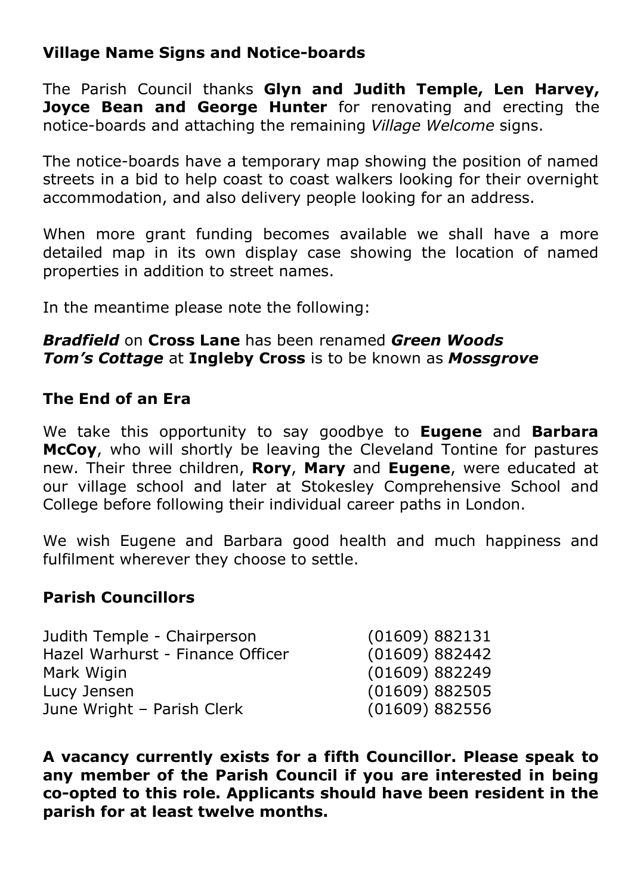## Village Name Signs and Notice-boards

The Parish Council thanks **Glyn and Judith Temple, Len Harvey, Joyce Bean and George Hunter** for renovating and erecting the notice-boards and attaching the remaining *Village Welcome* signs.

The notice-boards have a temporary map showing the position of named streets in a bid to help coast to coast walkers looking for their overnight accommodation, and also delivery people looking for an address.

When more grant funding becomes available we shall have a more detailed map in its own display case showing the location of named properties in addition to street names.

In the meantime please note the following:

***Bradfield*** on **Cross Lane** has been renamed ***Green Woods***
***Tom's Cottage*** at **Ingleby Cross** is to be known as ***Mossgrove***

## The End of an Era

We take this opportunity to say goodbye to **Eugene** and **Barbara McCoy**, who will shortly be leaving the Cleveland Tontine for pastures new. Their three children, **Rory**, **Mary** and **Eugene**, were educated at our village school and later at Stokesley Comprehensive School and College before following their individual career paths in London.

We wish Eugene and Barbara good health and much happiness and fulfilment wherever they choose to settle.

## Parish Councillors

| | |
|---|---|
| Judith Temple - Chairperson | (01609) 882131 |
| Hazel Warhurst - Finance Officer | (01609) 882442 |
| Mark Wigin | (01609) 882249 |
| Lucy Jensen | (01609) 882505 |
| June Wright – Parish Clerk | (01609) 882556 |

**A vacancy currently exists for a fifth Councillor. Please speak to any member of the Parish Council if you are interested in being co-opted to this role. Applicants should have been resident in the parish for at least twelve months.**